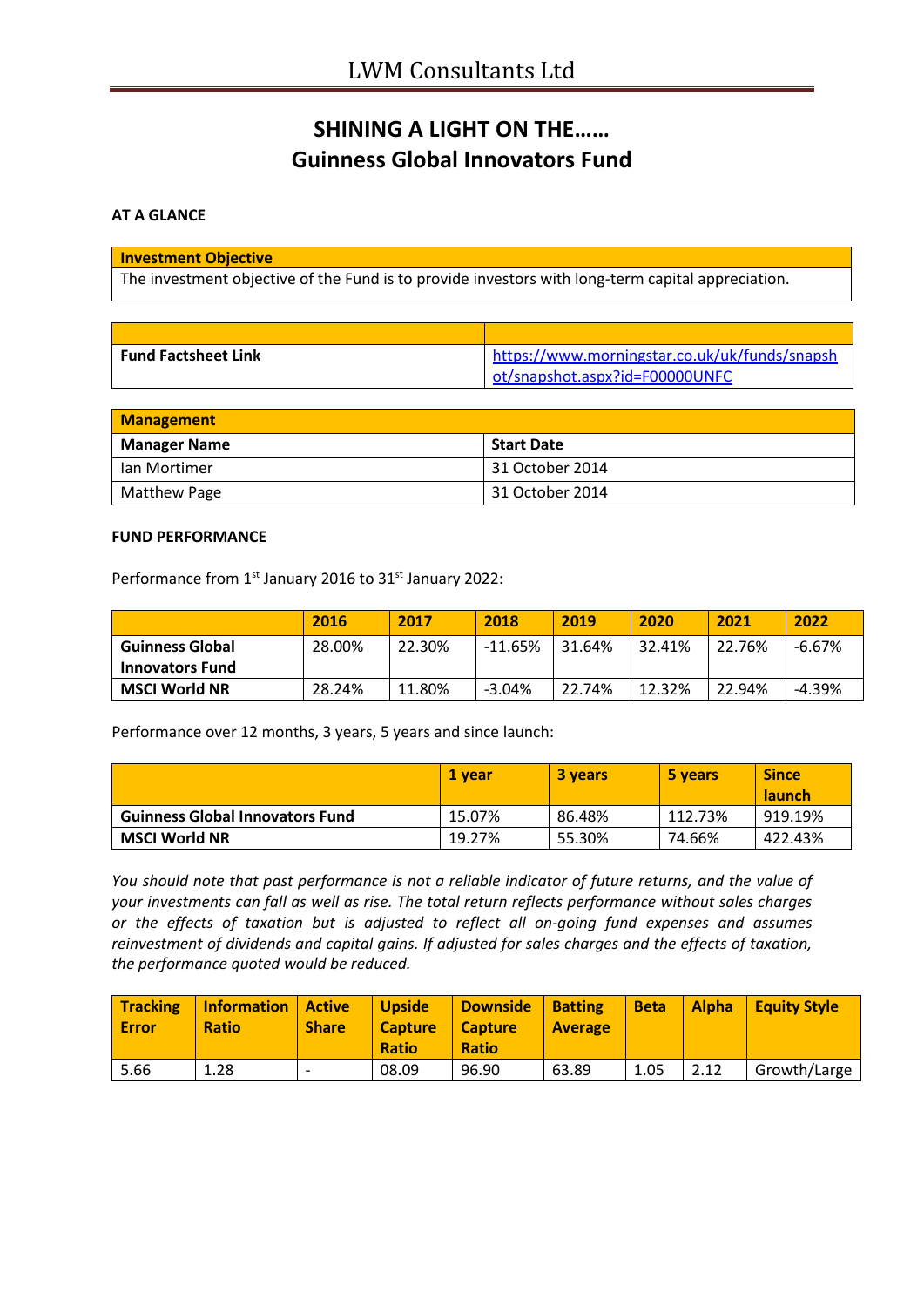# SHINING A LIGHT ON THE……
## Guinness Global Innovators Fund

**AT A GLANCE**

| **Investment Objective** |
|---|
| The investment objective of the Fund is to provide investors with long-term capital appreciation. |

| | |
|---|---|
| **Fund Factsheet Link** | https://www.morningstar.co.uk/uk/funds/snapshot/snapshot.aspx?id=F00000UNFC |

| **Management** | |
|---|---|
| **Manager Name** | **Start Date** |
| Ian Mortimer | 31 October 2014 |
| Matthew Page | 31 October 2014 |

**FUND PERFORMANCE**

Performance from 1st January 2016 to 31st January 2022:

| | 2016 | 2017 | 2018 | 2019 | 2020 | 2021 | 2022 |
|---|---|---|---|---|---|---|---|
| **Guinness Global Innovators Fund** | 28.00% | 22.30% | -11.65% | 31.64% | 32.41% | 22.76% | -6.67% |
| **MSCI World NR** | 28.24% | 11.80% | -3.04% | 22.74% | 12.32% | 22.94% | -4.39% |

Performance over 12 months, 3 years, 5 years and since launch:

| | 1 year | 3 years | 5 years | Since launch |
|---|---|---|---|---|
| **Guinness Global Innovators Fund** | 15.07% | 86.48% | 112.73% | 919.19% |
| **MSCI World NR** | 19.27% | 55.30% | 74.66% | 422.43% |

*You should note that past performance is not a reliable indicator of future returns, and the value of your investments can fall as well as rise. The total return reflects performance without sales charges or the effects of taxation but is adjusted to reflect all on-going fund expenses and assumes reinvestment of dividends and capital gains. If adjusted for sales charges and the effects of taxation, the performance quoted would be reduced.*

| Tracking Error | Information Ratio | Active Share | Upside Capture Ratio | Downside Capture Ratio | Batting Average | Beta | Alpha | Equity Style |
|---|---|---|---|---|---|---|---|---|
| 5.66 | 1.28 | - | 08.09 | 96.90 | 63.89 | 1.05 | 2.12 | Growth/Large |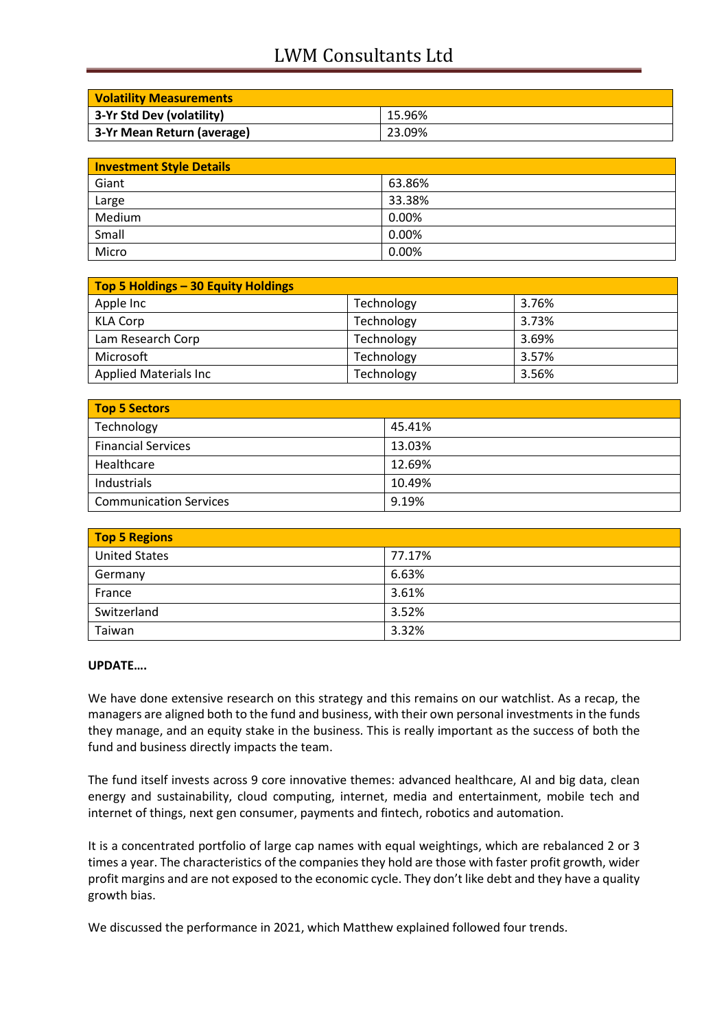| Volatility Measurements | |
|---|---|
| 3-Yr Std Dev (volatility) | 15.96% |
| 3-Yr Mean Return (average) | 23.09% |

| Investment Style Details | |
|---|---|
| Giant | 63.86% |
| Large | 33.38% |
| Medium | 0.00% |
| Small | 0.00% |
| Micro | 0.00% |

| Top 5 Holdings – 30 Equity Holdings | | |
|---|---|---|
| Apple Inc | Technology | 3.76% |
| KLA Corp | Technology | 3.73% |
| Lam Research Corp | Technology | 3.69% |
| Microsoft | Technology | 3.57% |
| Applied Materials Inc | Technology | 3.56% |

| Top 5 Sectors | |
|---|---|
| Technology | 45.41% |
| Financial Services | 13.03% |
| Healthcare | 12.69% |
| Industrials | 10.49% |
| Communication Services | 9.19% |

| Top 5 Regions | |
|---|---|
| United States | 77.17% |
| Germany | 6.63% |
| France | 3.61% |
| Switzerland | 3.52% |
| Taiwan | 3.32% |

**UPDATE….**

We have done extensive research on this strategy and this remains on our watchlist. As a recap, the managers are aligned both to the fund and business, with their own personal investments in the funds they manage, and an equity stake in the business. This is really important as the success of both the fund and business directly impacts the team.

The fund itself invests across 9 core innovative themes: advanced healthcare, AI and big data, clean energy and sustainability, cloud computing, internet, media and entertainment, mobile tech and internet of things, next gen consumer, payments and fintech, robotics and automation.

It is a concentrated portfolio of large cap names with equal weightings, which are rebalanced 2 or 3 times a year. The characteristics of the companies they hold are those with faster profit growth, wider profit margins and are not exposed to the economic cycle. They don't like debt and they have a quality growth bias.

We discussed the performance in 2021, which Matthew explained followed four trends.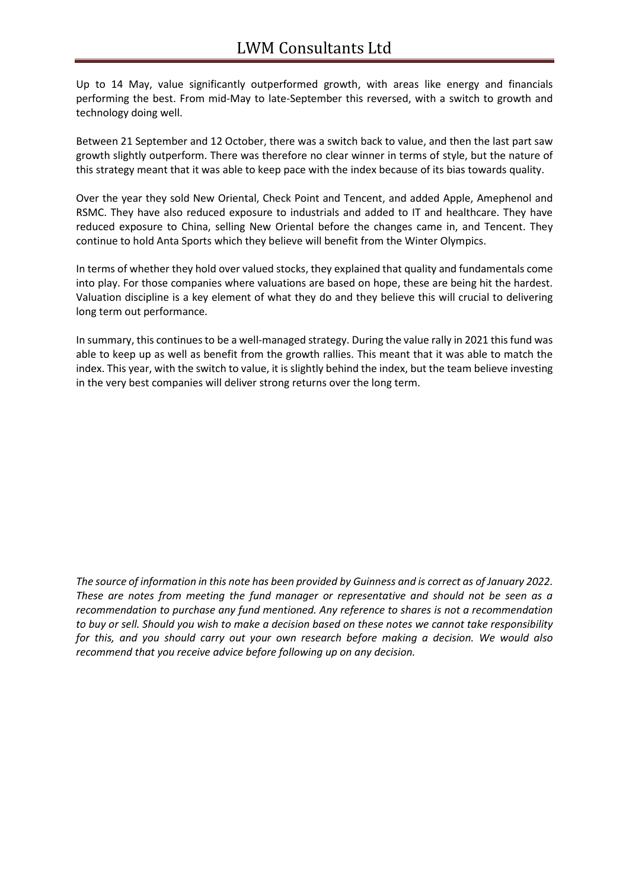Up to 14 May, value significantly outperformed growth, with areas like energy and financials performing the best. From mid-May to late-September this reversed, with a switch to growth and technology doing well.

Between 21 September and 12 October, there was a switch back to value, and then the last part saw growth slightly outperform. There was therefore no clear winner in terms of style, but the nature of this strategy meant that it was able to keep pace with the index because of its bias towards quality.

Over the year they sold New Oriental, Check Point and Tencent, and added Apple, Amephenol and RSMC. They have also reduced exposure to industrials and added to IT and healthcare. They have reduced exposure to China, selling New Oriental before the changes came in, and Tencent. They continue to hold Anta Sports which they believe will benefit from the Winter Olympics.

In terms of whether they hold over valued stocks, they explained that quality and fundamentals come into play. For those companies where valuations are based on hope, these are being hit the hardest. Valuation discipline is a key element of what they do and they believe this will crucial to delivering long term out performance.

In summary, this continues to be a well-managed strategy. During the value rally in 2021 this fund was able to keep up as well as benefit from the growth rallies. This meant that it was able to match the index. This year, with the switch to value, it is slightly behind the index, but the team believe investing in the very best companies will deliver strong returns over the long term.

*The source of information in this note has been provided by Guinness and is correct as of January 2022. These are notes from meeting the fund manager or representative and should not be seen as a recommendation to purchase any fund mentioned. Any reference to shares is not a recommendation to buy or sell. Should you wish to make a decision based on these notes we cannot take responsibility for this, and you should carry out your own research before making a decision. We would also recommend that you receive advice before following up on any decision.*